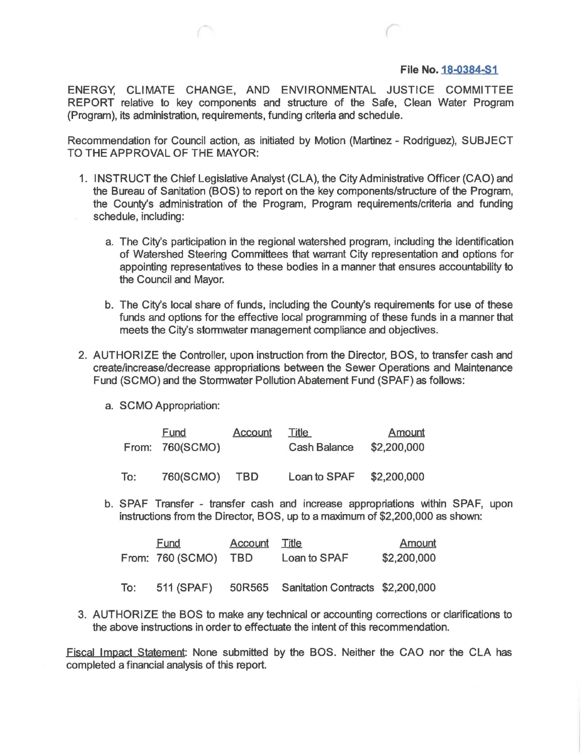**File No. 18-0384-S1**

ENERGY, CLIMATE CHANGE, AND ENVIRONMENTAL JUSTICE COMMITTEE REPORT relative to key components and structure of the Safe, Clean Water Program (Program), its administration, requirements, funding criteria and schedule.

Recommendation for Council action, as initiated by Motion (Martinez - Rodriguez), SUBJECT TO THE APPROVAL OF THE MAYOR:

1. INSTRUCT the Chief Legislative Analyst (CLA), the City Administrative Officer (CAO) and the Bureau of Sanitation (BOS) to report on the key components/structure of the Program, the County's administration of the Program, Program requirements/criteria and funding schedule, including:

    a. The City's participation in the regional watershed program, including the identification of Watershed Steering Committees that warrant City representation and options for appointing representatives to these bodies in a manner that ensures accountability to the Council and Mayor.

    b. The City's local share of funds, including the County's requirements for use of these funds and options for the effective local programming of these funds in a manner that meets the City's stormwater management compliance and objectives.

2. AUTHORIZE the Controller, upon instruction from the Director, BOS, to transfer cash and create/increase/decrease appropriations between the Sewer Operations and Maintenance Fund (SCMO) and the Stormwater Pollution Abatement Fund (SPAF) as follows:

    a. SCMO Appropriation:

    | | Fund | Account | Title | Amount |
    |---|---|---|---|---|
    | From: | 760(SCMO) | | Cash Balance | $2,200,000 |
    | To: | 760(SCMO) | TBD | Loan to SPAF | $2,200,000 |

    b. SPAF Transfer - transfer cash and increase appropriations within SPAF, upon instructions from the Director, BOS, up to a maximum of $2,200,000 as shown:

    | | Fund | Account | Title | Amount |
    |---|---|---|---|---|
    | From: | 760 (SCMO) | TBD | Loan to SPAF | $2,200,000 |
    | To: | 511 (SPAF) | 50R565 | Sanitation Contracts | $2,200,000 |

3. AUTHORIZE the BOS to make any technical or accounting corrections or clarifications to the above instructions in order to effectuate the intent of this recommendation.

Fiscal Impact Statement: None submitted by the BOS. Neither the CAO nor the CLA has completed a financial analysis of this report.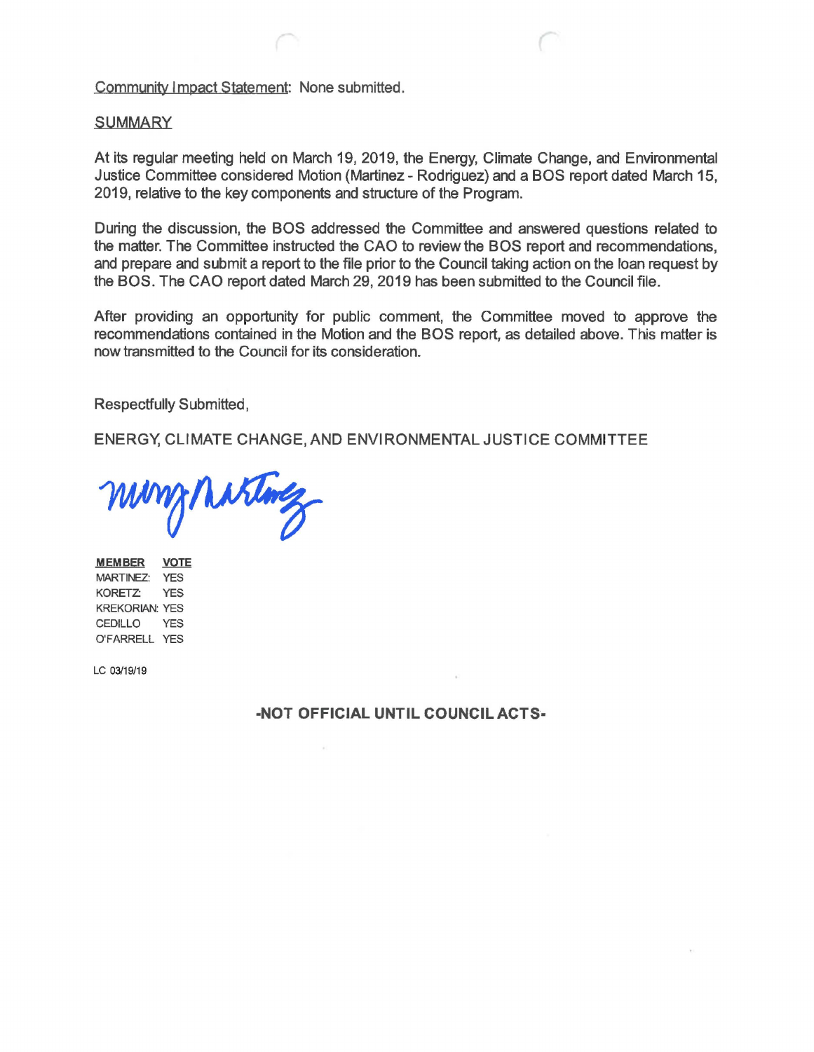Community Impact Statement: None submitted.

SUMMARY

At its regular meeting held on March 19, 2019, the Energy, Climate Change, and Environmental Justice Committee considered Motion (Martinez - Rodriguez) and a BOS report dated March 15, 2019, relative to the key components and structure of the Program.

During the discussion, the BOS addressed the Committee and answered questions related to the matter. The Committee instructed the CAO to review the BOS report and recommendations, and prepare and submit a report to the file prior to the Council taking action on the loan request by the BOS. The CAO report dated March 29, 2019 has been submitted to the Council file.

After providing an opportunity for public comment, the Committee moved to approve the recommendations contained in the Motion and the BOS report, as detailed above. This matter is now transmitted to the Council for its consideration.

Respectfully Submitted,

ENERGY, CLIMATE CHANGE, AND ENVIRONMENTAL JUSTICE COMMITTEE

| MEMBER | VOTE |
| --- | --- |
| MARTINEZ: | YES |
| KORETZ: | YES |
| KREKORIAN: | YES |
| CEDILLO | YES |
| O'FARRELL | YES |

LC 03/19/19

**-NOT OFFICIAL UNTIL COUNCIL ACTS-**